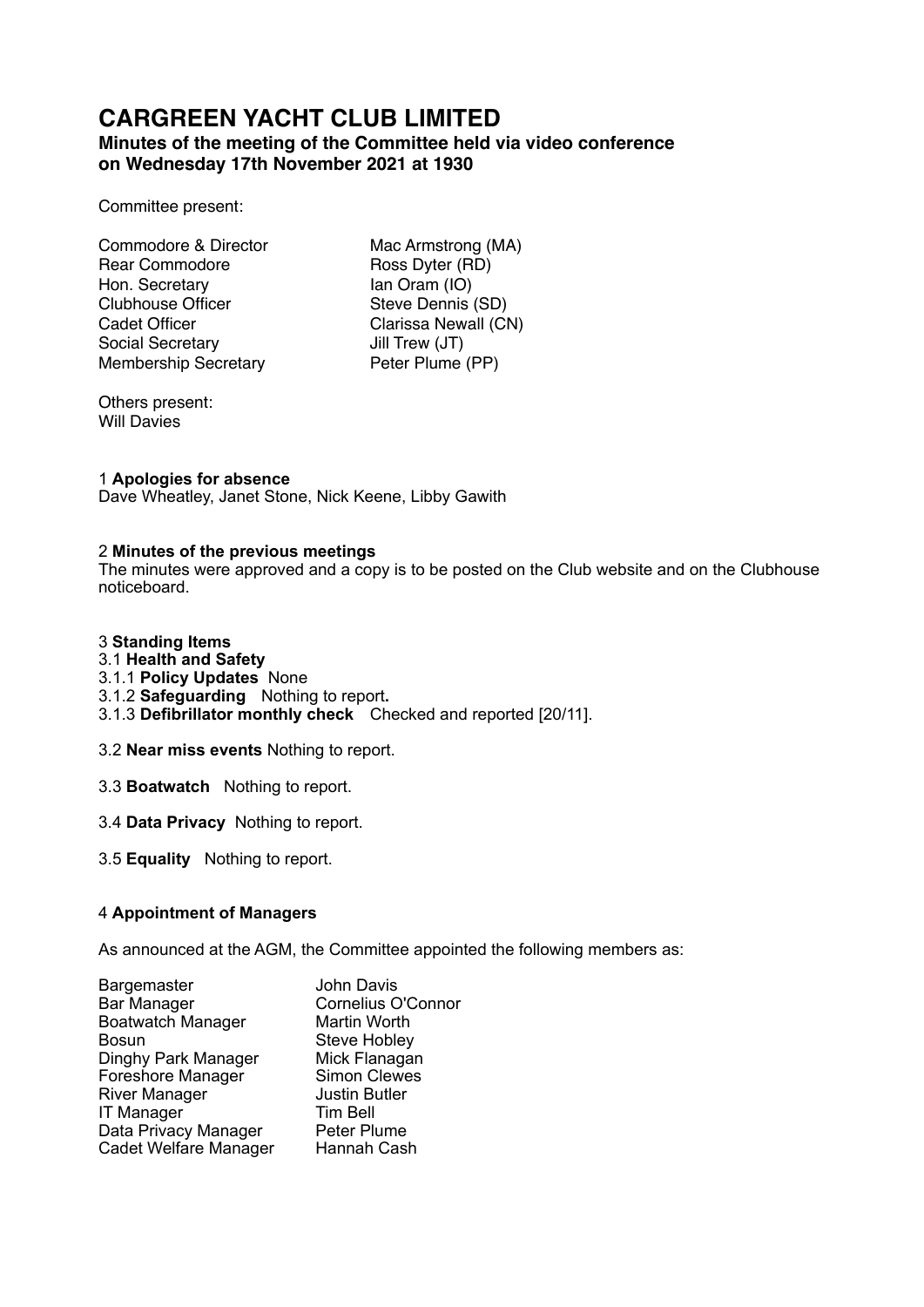# CARGREEN YACHT CLUB LIMITED

## Minutes of the meeting of the Committee held via video conference on Wednesday 17th November 2021 at 1930

Committee present:

| | |
|---|---|
| Commodore & Director | Mac Armstrong (MA) |
| Rear Commodore | Ross Dyter (RD) |
| Hon. Secretary | Ian Oram (IO) |
| Clubhouse Officer | Steve Dennis (SD) |
| Cadet Officer | Clarissa Newall (CN) |
| Social Secretary | Jill Trew (JT) |
| Membership Secretary | Peter Plume (PP) |

Others present:
Will Davies

1 **Apologies for absence**
Dave Wheatley, Janet Stone, Nick Keene, Libby Gawith

2 **Minutes of the previous meetings**
The minutes were approved and a copy is to be posted on the Club website and on the Clubhouse noticeboard.

3 **Standing Items**
3.1 **Health and Safety**
3.1.1 **Policy Updates** None
3.1.2 **Safeguarding** Nothing to report**.**
3.1.3 **Defibrillator monthly check** Checked and reported [20/11].

3.2 **Near miss events** Nothing to report.

3.3 **Boatwatch** Nothing to report.

3.4 **Data Privacy** Nothing to report.

3.5 **Equality** Nothing to report.

4 **Appointment of Managers**

As announced at the AGM, the Committee appointed the following members as:

| | |
|---|---|
| Bargemaster | John Davis |
| Bar Manager | Cornelius O'Connor |
| Boatwatch Manager | Martin Worth |
| Bosun | Steve Hobley |
| Dinghy Park Manager | Mick Flanagan |
| Foreshore Manager | Simon Clewes |
| River Manager | Justin Butler |
| IT Manager | Tim Bell |
| Data Privacy Manager | Peter Plume |
| Cadet Welfare Manager | Hannah Cash |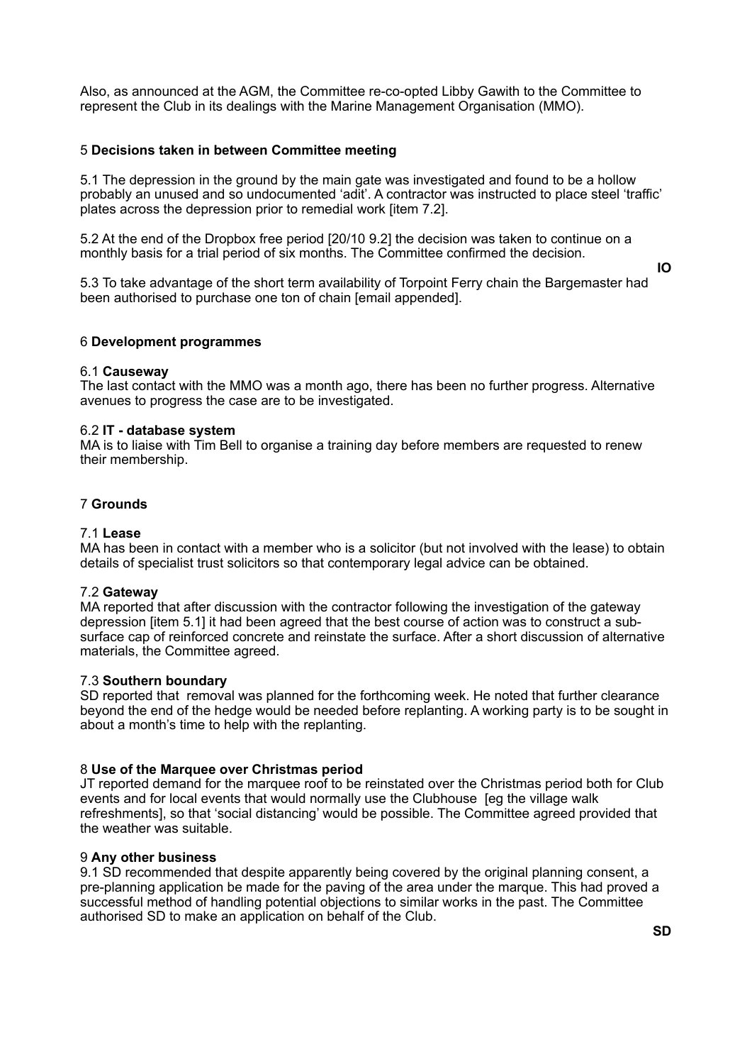Also, as announced at the AGM, the Committee re-co-opted Libby Gawith to the Committee to represent the Club in its dealings with the Marine Management Organisation (MMO).

## 5 **Decisions taken in between Committee meeting**

5.1 The depression in the ground by the main gate was investigated and found to be a hollow probably an unused and so undocumented 'adit'. A contractor was instructed to place steel 'traffic' plates across the depression prior to remedial work [item 7.2].

5.2 At the end of the Dropbox free period [20/10 9.2] the decision was taken to continue on a monthly basis for a trial period of six months. The Committee confirmed the decision.

**IO**

5.3 To take advantage of the short term availability of Torpoint Ferry chain the Bargemaster had been authorised to purchase one ton of chain [email appended].

## 6 **Development programmes**

### 6.1 **Causeway**

The last contact with the MMO was a month ago, there has been no further progress. Alternative avenues to progress the case are to be investigated.

### 6.2 **IT - database system**

MA is to liaise with Tim Bell to organise a training day before members are requested to renew their membership.

## 7 **Grounds**

### 7.1 **Lease**

MA has been in contact with a member who is a solicitor (but not involved with the lease) to obtain details of specialist trust solicitors so that contemporary legal advice can be obtained.

### 7.2 **Gateway**

MA reported that after discussion with the contractor following the investigation of the gateway depression [item 5.1] it had been agreed that the best course of action was to construct a sub-surface cap of reinforced concrete and reinstate the surface. After a short discussion of alternative materials, the Committee agreed.

### 7.3 **Southern boundary**

SD reported that removal was planned for the forthcoming week. He noted that further clearance beyond the end of the hedge would be needed before replanting. A working party is to be sought in about a month's time to help with the replanting.

## 8 **Use of the Marquee over Christmas period**

JT reported demand for the marquee roof to be reinstated over the Christmas period both for Club events and for local events that would normally use the Clubhouse [eg the village walk refreshments], so that 'social distancing' would be possible. The Committee agreed provided that the weather was suitable.

## 9 **Any other business**

9.1 SD recommended that despite apparently being covered by the original planning consent, a pre-planning application be made for the paving of the area under the marque. This had proved a successful method of handling potential objections to similar works in the past. The Committee authorised SD to make an application on behalf of the Club.

**SD**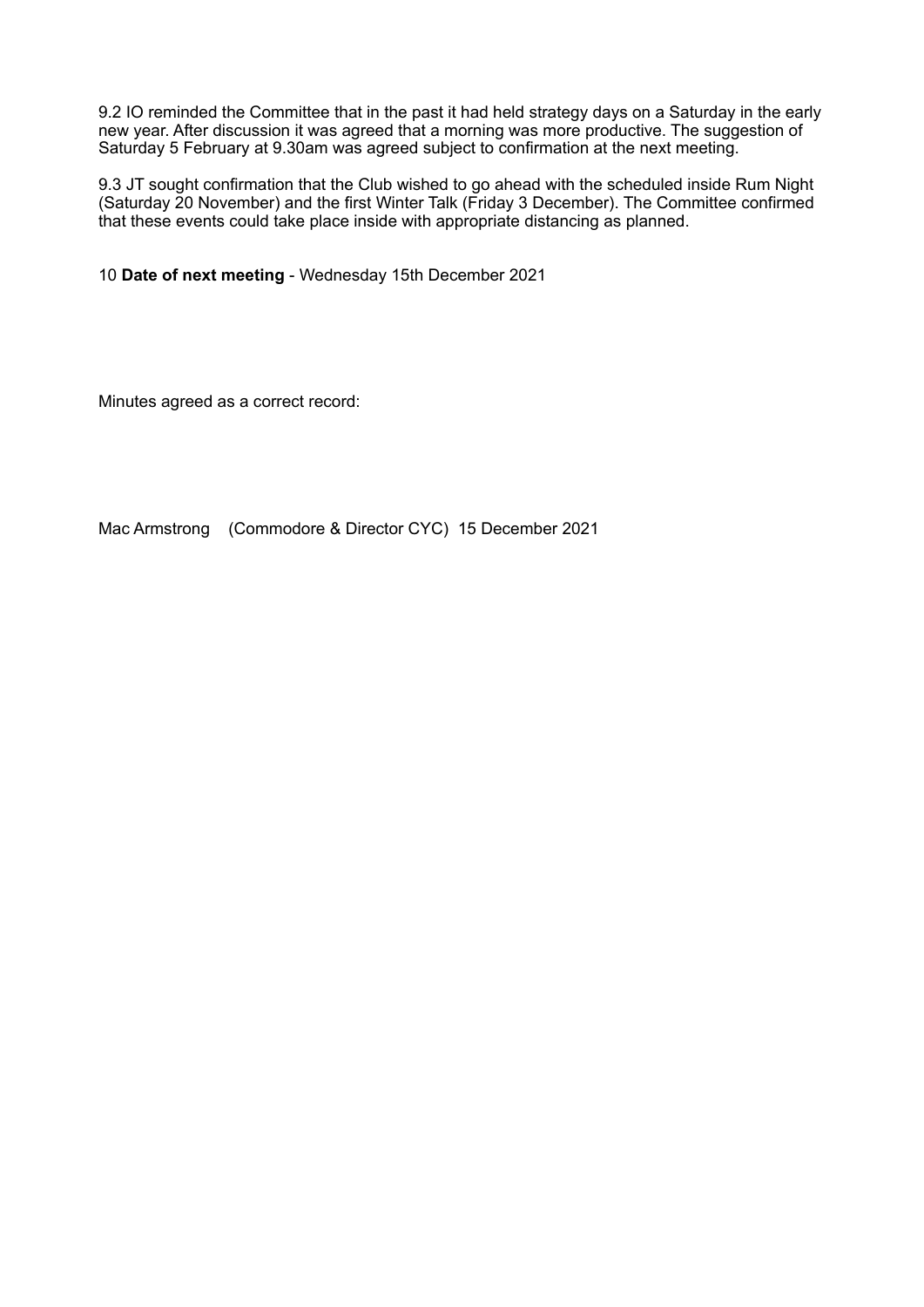9.2 IO reminded the Committee that in the past it had held strategy days on a Saturday in the early new year. After discussion it was agreed that a morning was more productive. The suggestion of Saturday 5 February at 9.30am was agreed subject to confirmation at the next meeting.

9.3 JT sought confirmation that the Club wished to go ahead with the scheduled inside Rum Night (Saturday 20 November) and the first Winter Talk (Friday 3 December). The Committee confirmed that these events could take place inside with appropriate distancing as planned.

10 **Date of next meeting** - Wednesday 15th December 2021

Minutes agreed as a correct record:

Mac Armstrong (Commodore & Director CYC) 15 December 2021